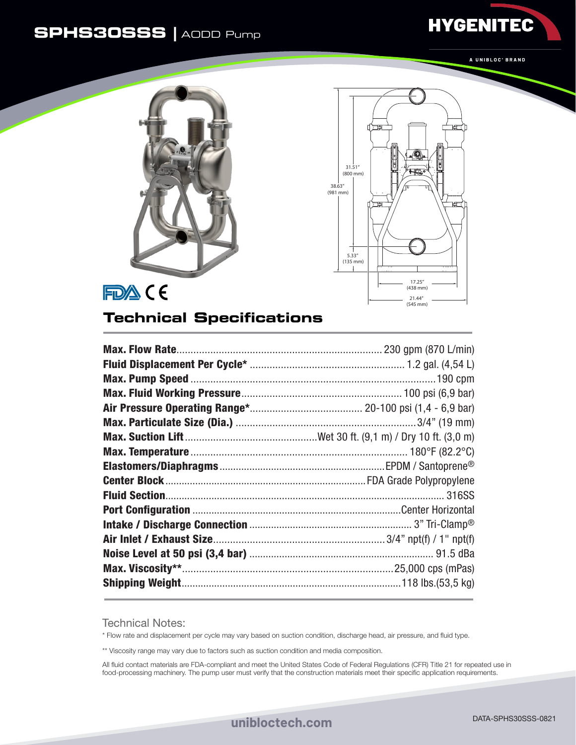# SPHS30SSS | AODD Pump

HYGENITEC

A UNIBLOC® BRAND

31.51" (800 mm)

38.63" (981 mm)

5.33" (135 mm)

17.25" (438 mm)

21.44" (545 mm)

FDA CE

## Technical Specifications

| Specification | Value |
|---|---|
| **Max. Flow Rate** | 230 gpm (870 L/min) |
| **Fluid Displacement Per Cycle*** | 1.2 gal. (4,54 L) |
| **Max. Pump Speed** | 190 cpm |
| **Max. Fluid Working Pressure** | 100 psi (6,9 bar) |
| **Air Pressure Operating Range*** | 20-100 psi (1,4 - 6,9 bar) |
| **Max. Particulate Size (Dia.)** | 3/4" (19 mm) |
| **Max. Suction Lift** | Wet 30 ft. (9,1 m) / Dry 10 ft. (3,0 m) |
| **Max. Temperature** | 180°F (82.2°C) |
| **Elastomers/Diaphragms** | EPDM / Santoprene® |
| **Center Block** | FDA Grade Polypropylene |
| **Fluid Section** | 316SS |
| **Port Configuration** | Center Horizontal |
| **Intake / Discharge Connection** | 3" Tri-Clamp® |
| **Air Inlet / Exhaust Size** | 3/4" npt(f) / 1" npt(f) |
| **Noise Level at 50 psi (3,4 bar)** | 91.5 dBa |
| **Max. Viscosity**** | 25,000 cps (mPas) |
| **Shipping Weight** | 118 lbs.(53,5 kg) |

Technical Notes:

* Flow rate and displacement per cycle may vary based on suction condition, discharge head, air pressure, and fluid type.

** Viscosity range may vary due to factors such as suction condition and media composition.

All fluid contact materials are FDA-compliant and meet the United States Code of Federal Regulations (CFR) Title 21 for repeated use in food-processing machinery. The pump user must verify that the construction materials meet their specific application requirements.

unibloctech.com

DATA-SPHS30SSS-0821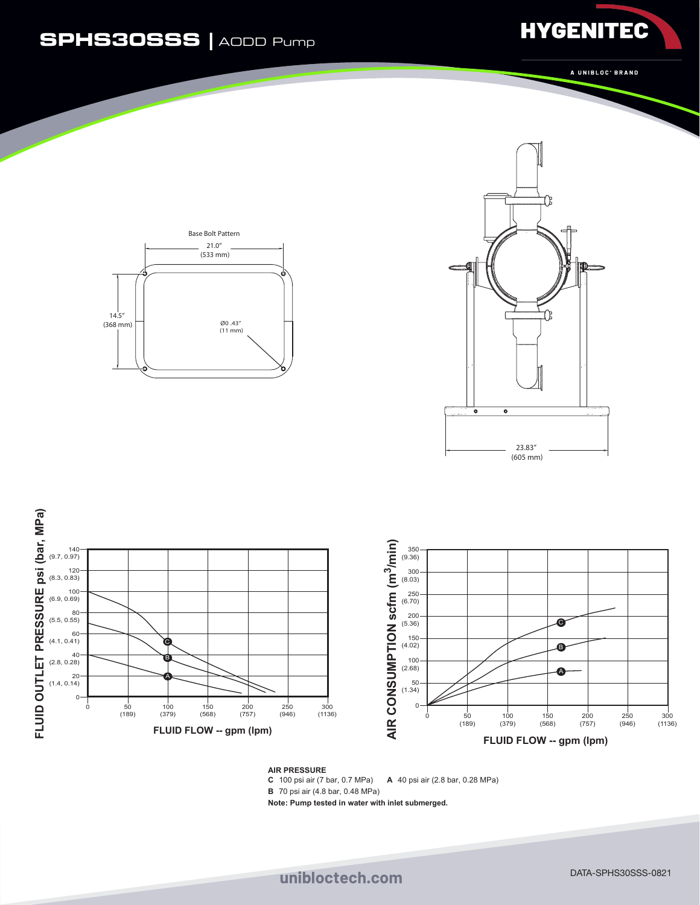# SPHS30SSS | AODD Pump

HYGENITEC

A UNIBLOC® BRAND

Base Bolt Pattern

21.0"
(533 mm)

14.5"
(368 mm)

Ø0 .43"
(11 mm)

23.83"
(605 mm)

FLUID OUTLET PRESSURE psi (bar, MPa)

140 (9.7, 0.97)
120 (8.3, 0.83)
100 (6.9, 0.69)
80 (5.5, 0.55)
60 (4.1, 0.41)
40 (2.8, 0.28)
20 (1.4, 0.14)
0

0
50 (189)
100 (379)
150 (568)
200 (757)
250 (946)
300 (1136)

FLUID FLOW -- gpm (lpm)

AIR CONSUMPTION scfm ($m^3$/min)

350 (9.36)
300 (8.03)
250 (6.70)
200 (5.36)
150 (4.02)
100 (2.68)
50 (1.34)
0

0
50 (189)
100 (379)
150 (568)
200 (757)
250 (946)
300 (1136)

FLUID FLOW -- gpm (lpm)

**AIR PRESSURE**

**C** 100 psi air (7 bar, 0.7 MPa) **A** 40 psi air (2.8 bar, 0.28 MPa)

**B** 70 psi air (4.8 bar, 0.48 MPa)

**Note: Pump tested in water with inlet submerged.**

unibloctech.com

DATA-SPHS30SSS-0821